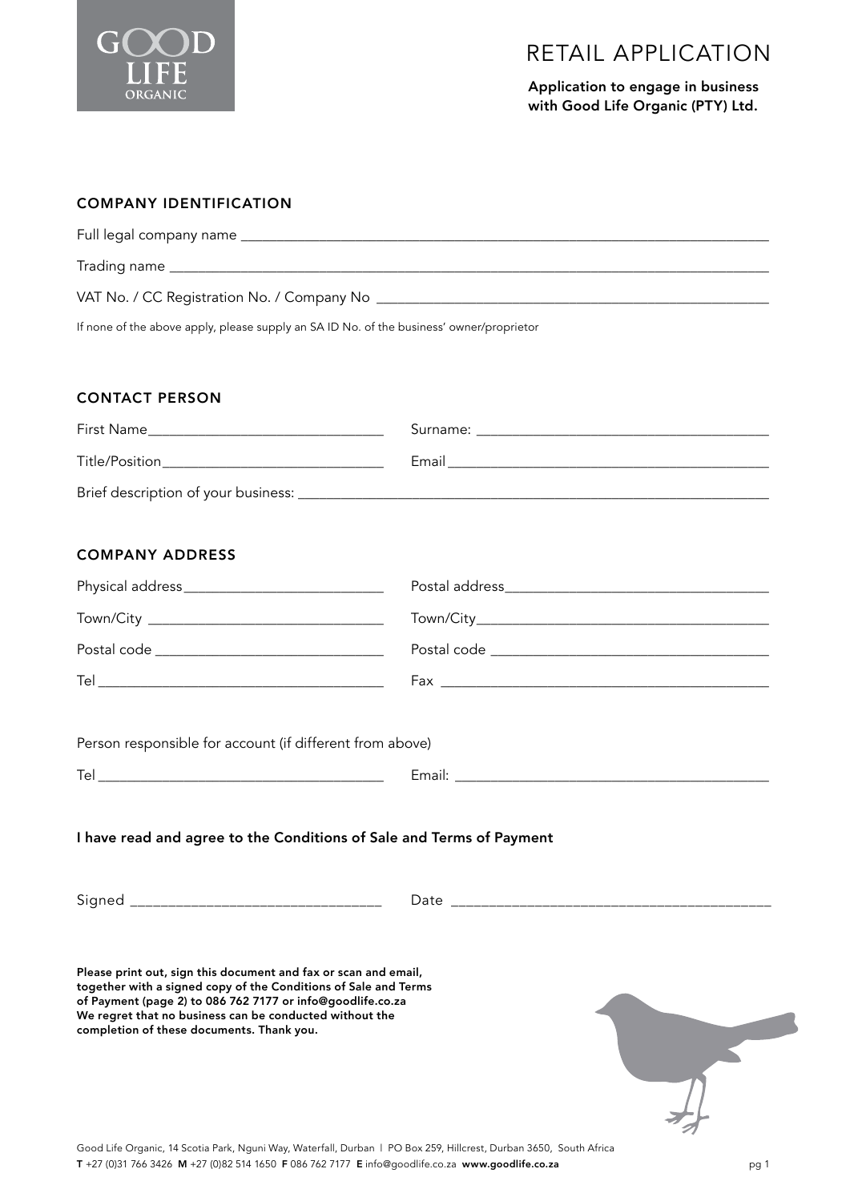GOOD LIFE ORGANIC

# RETAIL APPLICATION

**Application to engage in business with Good Life Organic (PTY) Ltd.**

## COMPANY IDENTIFICATION

Full legal company name ___________________________________________

Trading name ___________________________________________

VAT No. / CC Registration No. / Company No ___________________________________________

If none of the above apply, please supply an SA ID No. of the business' owner/proprietor

## CONTACT PERSON

First Name ______________________ Surname: ______________________

Title/Position ______________________ Email ______________________

Brief description of your business: ___________________________________________

## COMPANY ADDRESS

Physical address ______________________ Postal address ______________________

Town/City ______________________ Town/City ______________________

Postal code ______________________ Postal code ______________________

Tel ______________________ Fax ______________________

Person responsible for account (if different from above)

Tel ______________________ Email: ______________________

**I have read and agree to the Conditions of Sale and Terms of Payment**

Signed ______________________ Date ______________________

**Please print out, sign this document and fax or scan and email, together with a signed copy of the Conditions of Sale and Terms of Payment (page 2) to 086 762 7177 or info@goodlife.co.za We regret that no business can be conducted without the completion of these documents. Thank you.**

Good Life Organic, 14 Scotia Park, Nguni Way, Waterfall, Durban | PO Box 259, Hillcrest, Durban 3650, South Africa
**T** +27 (0)31 766 3426 **M** +27 (0)82 514 1650 **F** 086 762 7177 **E** info@goodlife.co.za **www.goodlife.co.za**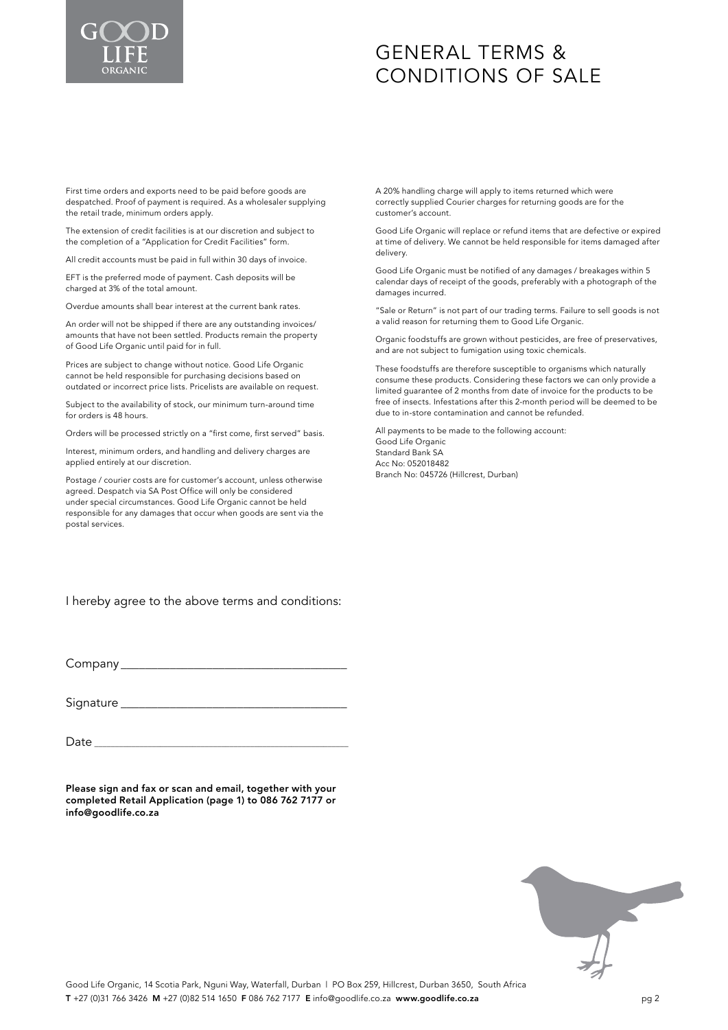# GENERAL TERMS & CONDITIONS OF SALE

First time orders and exports need to be paid before goods are despatched. Proof of payment is required. As a wholesaler supplying the retail trade, minimum orders apply.

The extension of credit facilities is at our discretion and subject to the completion of a "Application for Credit Facilities" form.

All credit accounts must be paid in full within 30 days of invoice.

EFT is the preferred mode of payment. Cash deposits will be charged at 3% of the total amount.

Overdue amounts shall bear interest at the current bank rates.

An order will not be shipped if there are any outstanding invoices/ amounts that have not been settled. Products remain the property of Good Life Organic until paid for in full.

Prices are subject to change without notice. Good Life Organic cannot be held responsible for purchasing decisions based on outdated or incorrect price lists. Pricelists are available on request.

Subject to the availability of stock, our minimum turn-around time for orders is 48 hours.

Orders will be processed strictly on a "first come, first served" basis.

Interest, minimum orders, and handling and delivery charges are applied entirely at our discretion.

Postage / courier costs are for customer's account, unless otherwise agreed. Despatch via SA Post Office will only be considered under special circumstances. Good Life Organic cannot be held responsible for any damages that occur when goods are sent via the postal services.

A 20% handling charge will apply to items returned which were correctly supplied Courier charges for returning goods are for the customer's account.

Good Life Organic will replace or refund items that are defective or expired at time of delivery. We cannot be held responsible for items damaged after delivery.

Good Life Organic must be notified of any damages / breakages within 5 calendar days of receipt of the goods, preferably with a photograph of the damages incurred.

"Sale or Return" is not part of our trading terms. Failure to sell goods is not a valid reason for returning them to Good Life Organic.

Organic foodstuffs are grown without pesticides, are free of preservatives, and are not subject to fumigation using toxic chemicals.

These foodstuffs are therefore susceptible to organisms which naturally consume these products. Considering these factors we can only provide a limited guarantee of 2 months from date of invoice for the products to be free of insects. Infestations after this 2-month period will be deemed to be due to in-store contamination and cannot be refunded.

All payments to be made to the following account:
Good Life Organic
Standard Bank SA
Acc No: 052018482
Branch No: 045726 (Hillcrest, Durban)

I hereby agree to the above terms and conditions:

Company ___________________________________

Signature ___________________________________

Date ___________________________________

**Please sign and fax or scan and email, together with your completed Retail Application (page 1) to 086 762 7177 or info@goodlife.co.za**

Good Life Organic, 14 Scotia Park, Nguni Way, Waterfall, Durban | PO Box 259, Hillcrest, Durban 3650, South Africa
**T** +27 (0)31 766 3426 **M** +27 (0)82 514 1650 **F** 086 762 7177 **E** info@goodlife.co.za **www.goodlife.co.za**